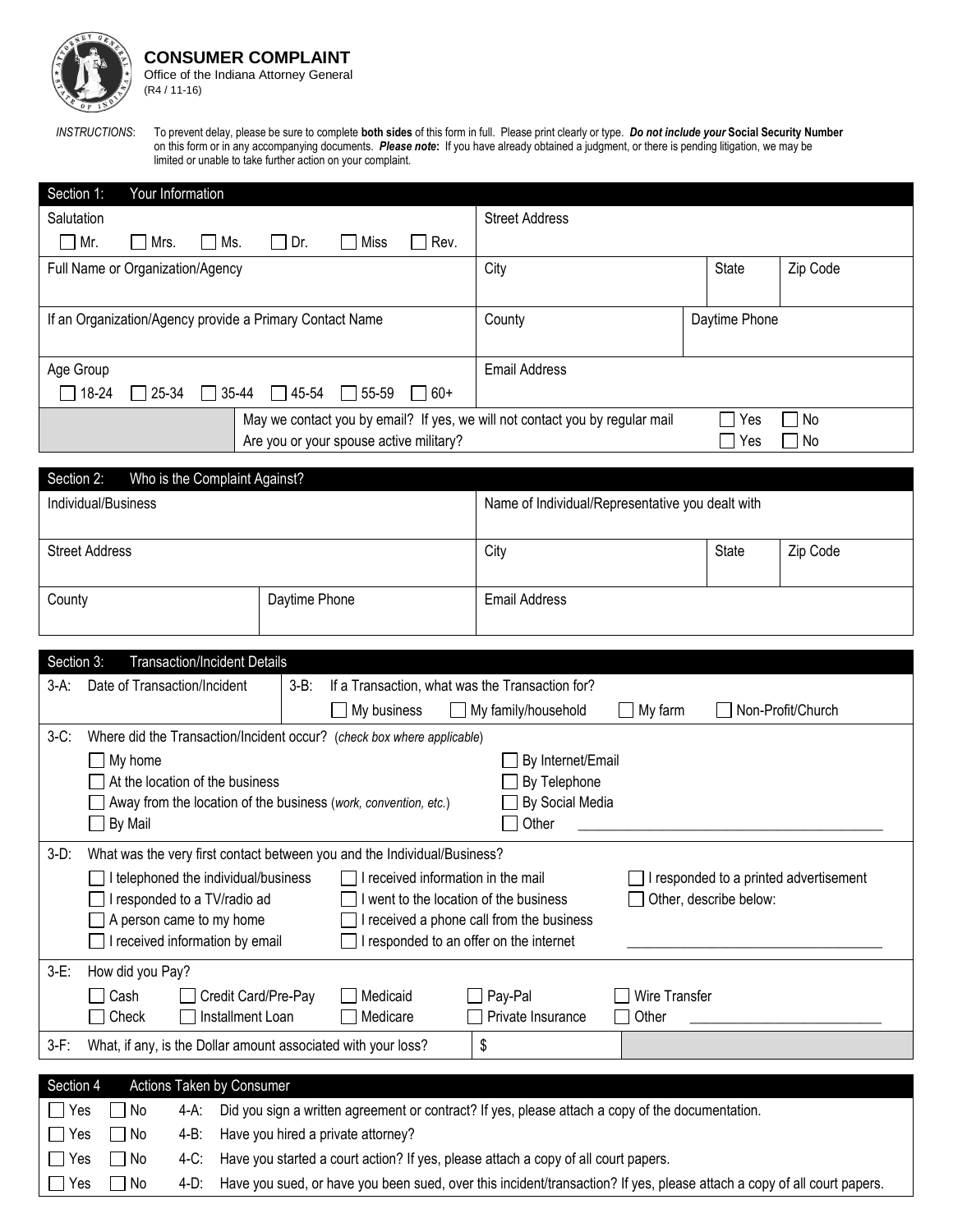# CONSUMER COMPLAINT

Office of the Indiana Attorney General
(R4 / 11-16)

*INSTRUCTIONS*: To prevent delay, please be sure to complete **both sides** of this form in full. Please print clearly or type. ***Do not include your* Social Security Number** on this form or in any accompanying documents. ***Please note*:** If you have already obtained a judgment, or there is pending litigation, we may be limited or unable to take further action on your complaint.

## Section 1: Your Information

| | | | |
|---|---|---|---|
| Salutation<br>☐ Mr. ☐ Mrs. ☐ Ms. ☐ Dr. ☐ Miss ☐ Rev. | Street Address | | |
| Full Name or Organization/Agency | City | State | Zip Code |
| If an Organization/Agency provide a Primary Contact Name | County | Daytime Phone | |
| Age Group<br>☐ 18-24 ☐ 25-34 ☐ 35-44 ☐ 45-54 ☐ 55-59 ☐ 60+ | Email Address | | |

May we contact you by email? If yes, we will not contact you by regular mail ☐ Yes ☐ No

Are you or your spouse active military? ☐ Yes ☐ No

## Section 2: Who is the Complaint Against?

| | | | | |
|---|---|---|---|---|
| Individual/Business | | Name of Individual/Representative you dealt with | | |
| Street Address | | City | State | Zip Code |
| County | Daytime Phone | Email Address | | |

## Section 3: Transaction/Incident Details

**3-A:** Date of Transaction/Incident

**3-B:** If a Transaction, what was the Transaction for?
☐ My business ☐ My family/household ☐ My farm ☐ Non-Profit/Church

**3-C:** Where did the Transaction/Incident occur? (*check box where applicable*)

- ☐ My home
- ☐ At the location of the business
- ☐ Away from the location of the business (*work, convention, etc.*)
- ☐ By Mail
- ☐ By Internet/Email
- ☐ By Telephone
- ☐ By Social Media
- ☐ Other ______________________________

**3-D:** What was the very first contact between you and the Individual/Business?

- ☐ I telephoned the individual/business
- ☐ I responded to a TV/radio ad
- ☐ A person came to my home
- ☐ I received information by email
- ☐ I received information in the mail
- ☐ I went to the location of the business
- ☐ I received a phone call from the business
- ☐ I responded to an offer on the internet
- ☐ I responded to a printed advertisement
- ☐ Other, describe below:
  ______________________________

**3-E:** How did you Pay?

☐ Cash ☐ Credit Card/Pre-Pay ☐ Medicaid ☐ Pay-Pal ☐ Wire Transfer
☐ Check ☐ Installment Loan ☐ Medicare ☐ Private Insurance ☐ Other ____________________

**3-F:** What, if any, is the Dollar amount associated with your loss? $

## Section 4 Actions Taken by Consumer

| | | | |
|---|---|---|---|
| ☐ Yes | ☐ No | 4-A: | Did you sign a written agreement or contract? If yes, please attach a copy of the documentation. |
| ☐ Yes | ☐ No | 4-B: | Have you hired a private attorney? |
| ☐ Yes | ☐ No | 4-C: | Have you started a court action? If yes, please attach a copy of all court papers. |
| ☐ Yes | ☐ No | 4-D: | Have you sued, or have you been sued, over this incident/transaction? If yes, please attach a copy of all court papers. |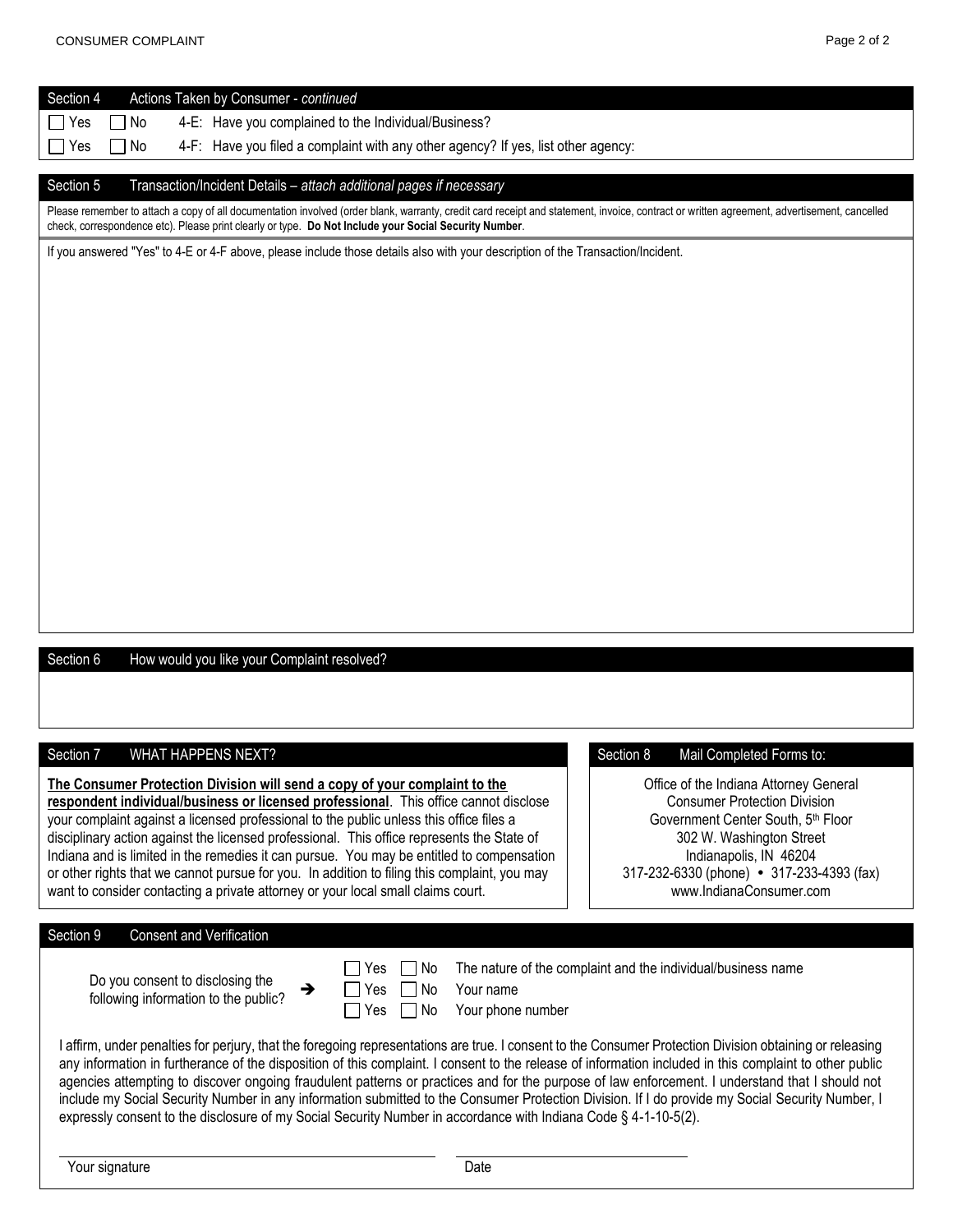## Section 4 Actions Taken by Consumer - *continued*

☐ Yes ☐ No 4-E: Have you complained to the Individual/Business?

☐ Yes ☐ No 4-F: Have you filed a complaint with any other agency? If yes, list other agency:

## Section 5 Transaction/Incident Details – *attach additional pages if necessary*

Please remember to attach a copy of all documentation involved (order blank, warranty, credit card receipt and statement, invoice, contract or written agreement, advertisement, cancelled check, correspondence etc). Please print clearly or type. **Do Not Include your Social Security Number**.

If you answered "Yes" to 4-E or 4-F above, please include those details also with your description of the Transaction/Incident.

## Section 6 How would you like your Complaint resolved?

## Section 7 WHAT HAPPENS NEXT?

**The Consumer Protection Division will send a copy of your complaint to the respondent individual/business or licensed professional**. This office cannot disclose your complaint against a licensed professional to the public unless this office files a disciplinary action against the licensed professional. This office represents the State of Indiana and is limited in the remedies it can pursue. You may be entitled to compensation or other rights that we cannot pursue for you. In addition to filing this complaint, you may want to consider contacting a private attorney or your local small claims court.

## Section 8 Mail Completed Forms to:

Office of the Indiana Attorney General
Consumer Protection Division
Government Center South, 5th Floor
302 W. Washington Street
Indianapolis, IN 46204
317-232-6330 (phone) • 317-233-4393 (fax)
www.IndianaConsumer.com

## Section 9 Consent and Verification

Do you consent to disclosing the following information to the public? ➔

☐ Yes ☐ No The nature of the complaint and the individual/business name

☐ Yes ☐ No Your name

☐ Yes ☐ No Your phone number

I affirm, under penalties for perjury, that the foregoing representations are true. I consent to the Consumer Protection Division obtaining or releasing any information in furtherance of the disposition of this complaint. I consent to the release of information included in this complaint to other public agencies attempting to discover ongoing fraudulent patterns or practices and for the purpose of law enforcement. I understand that I should not include my Social Security Number in any information submitted to the Consumer Protection Division. If I do provide my Social Security Number, I expressly consent to the disclosure of my Social Security Number in accordance with Indiana Code § 4-1-10-5(2).

Your signature ______________________ Date ______________________